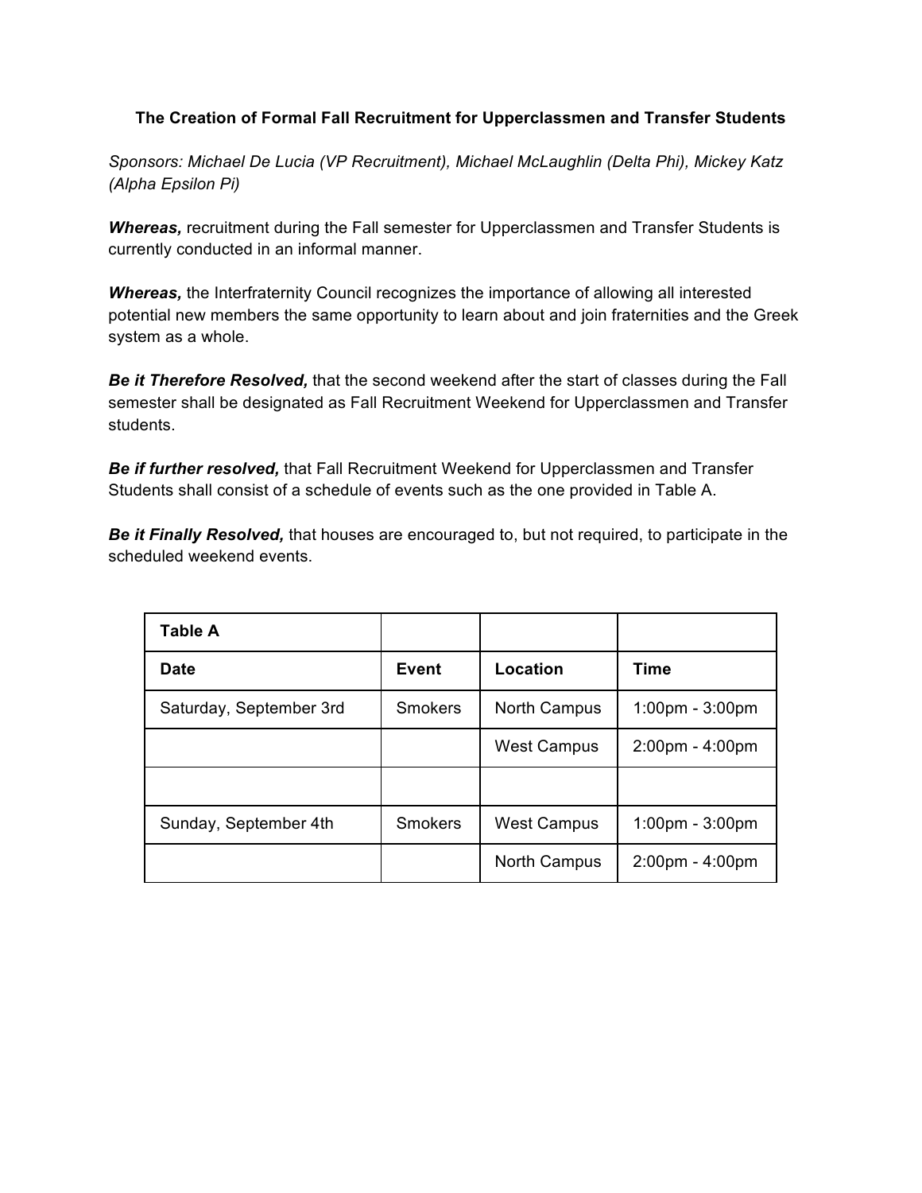## The Creation of Formal Fall Recruitment for Upperclassmen and Transfer Students

*Sponsors: Michael De Lucia (VP Recruitment), Michael McLaughlin (Delta Phi), Mickey Katz (Alpha Epsilon Pi)*

***Whereas,*** recruitment during the Fall semester for Upperclassmen and Transfer Students is currently conducted in an informal manner.

***Whereas,*** the Interfraternity Council recognizes the importance of allowing all interested potential new members the same opportunity to learn about and join fraternities and the Greek system as a whole.

***Be it Therefore Resolved,*** that the second weekend after the start of classes during the Fall semester shall be designated as Fall Recruitment Weekend for Upperclassmen and Transfer students.

***Be if further resolved,*** that Fall Recruitment Weekend for Upperclassmen and Transfer Students shall consist of a schedule of events such as the one provided in Table A.

***Be it Finally Resolved,*** that houses are encouraged to, but not required, to participate in the scheduled weekend events.

| **Table A** | | | |
|---|---|---|---|
| **Date** | **Event** | **Location** | **Time** |
| Saturday, September 3rd | Smokers | North Campus | 1:00pm - 3:00pm |
| | | West Campus | 2:00pm - 4:00pm |
| | | | |
| Sunday, September 4th | Smokers | West Campus | 1:00pm - 3:00pm |
| | | North Campus | 2:00pm - 4:00pm |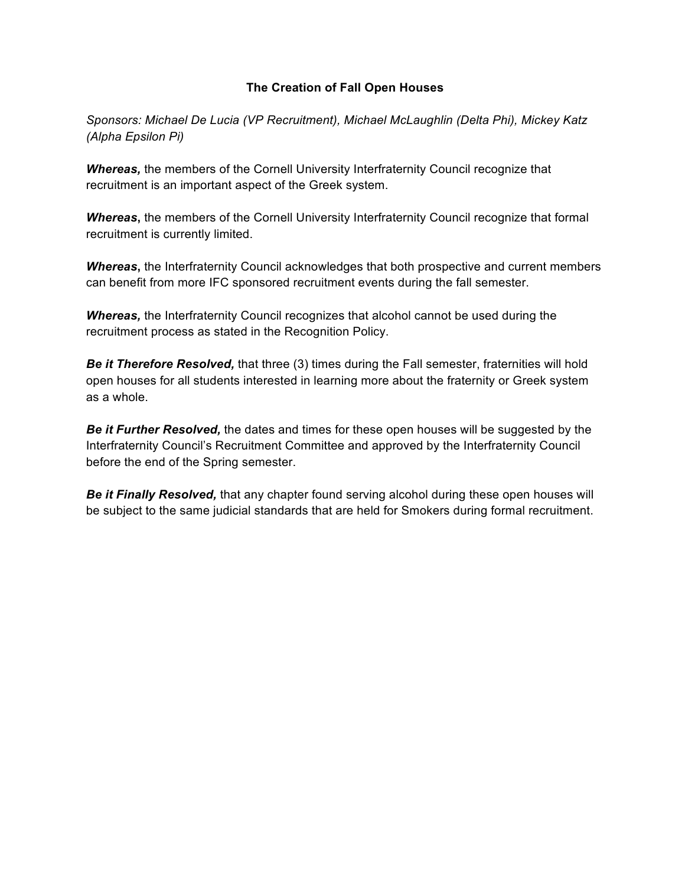**The Creation of Fall Open Houses**

*Sponsors: Michael De Lucia (VP Recruitment), Michael McLaughlin (Delta Phi), Mickey Katz (Alpha Epsilon Pi)*

***Whereas,*** the members of the Cornell University Interfraternity Council recognize that recruitment is an important aspect of the Greek system.

***Whereas*****,** the members of the Cornell University Interfraternity Council recognize that formal recruitment is currently limited.

***Whereas*****,** the Interfraternity Council acknowledges that both prospective and current members can benefit from more IFC sponsored recruitment events during the fall semester.

***Whereas,*** the Interfraternity Council recognizes that alcohol cannot be used during the recruitment process as stated in the Recognition Policy.

***Be it Therefore Resolved,*** that three (3) times during the Fall semester, fraternities will hold open houses for all students interested in learning more about the fraternity or Greek system as a whole.

***Be it Further Resolved,*** the dates and times for these open houses will be suggested by the Interfraternity Council's Recruitment Committee and approved by the Interfraternity Council before the end of the Spring semester.

***Be it Finally Resolved,*** that any chapter found serving alcohol during these open houses will be subject to the same judicial standards that are held for Smokers during formal recruitment.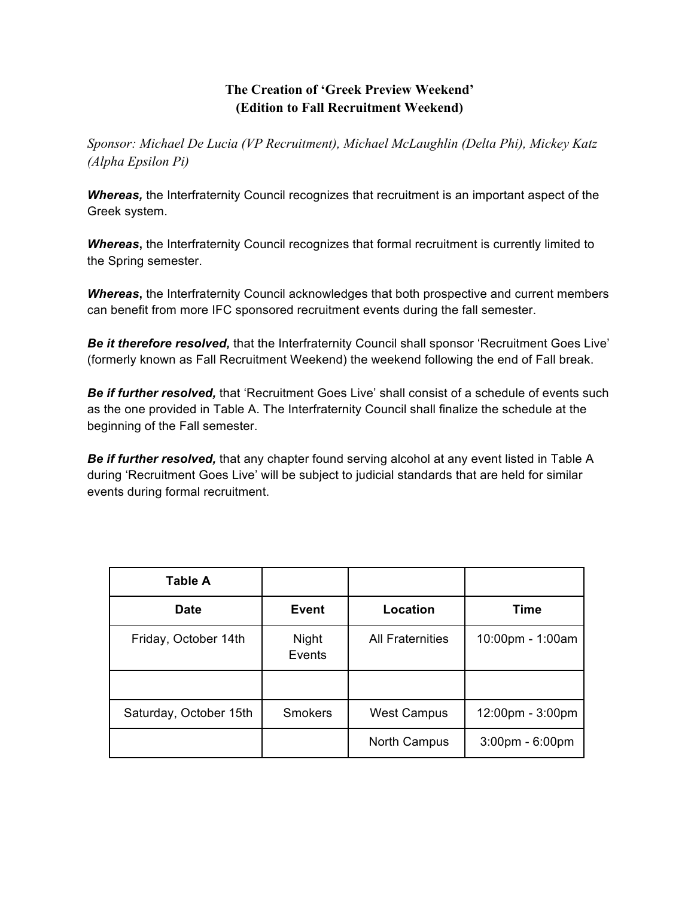**The Creation of 'Greek Preview Weekend'**
**(Edition to Fall Recruitment Weekend)**

*Sponsor: Michael De Lucia (VP Recruitment), Michael McLaughlin (Delta Phi), Mickey Katz (Alpha Epsilon Pi)*

***Whereas,*** the Interfraternity Council recognizes that recruitment is an important aspect of the Greek system.

***Whereas*****,** the Interfraternity Council recognizes that formal recruitment is currently limited to the Spring semester.

***Whereas*****,** the Interfraternity Council acknowledges that both prospective and current members can benefit from more IFC sponsored recruitment events during the fall semester.

***Be it therefore resolved,*** that the Interfraternity Council shall sponsor 'Recruitment Goes Live' (formerly known as Fall Recruitment Weekend) the weekend following the end of Fall break.

***Be if further resolved,*** that 'Recruitment Goes Live' shall consist of a schedule of events such as the one provided in Table A. The Interfraternity Council shall finalize the schedule at the beginning of the Fall semester.

***Be if further resolved,*** that any chapter found serving alcohol at any event listed in Table A during 'Recruitment Goes Live' will be subject to judicial standards that are held for similar events during formal recruitment.

| **Table A** | | | |
|---|---|---|---|
| **Date** | **Event** | **Location** | **Time** |
| Friday, October 14th | Night Events | All Fraternities | 10:00pm - 1:00am |
| | | | |
| Saturday, October 15th | Smokers | West Campus | 12:00pm - 3:00pm |
| | | North Campus | 3:00pm - 6:00pm |